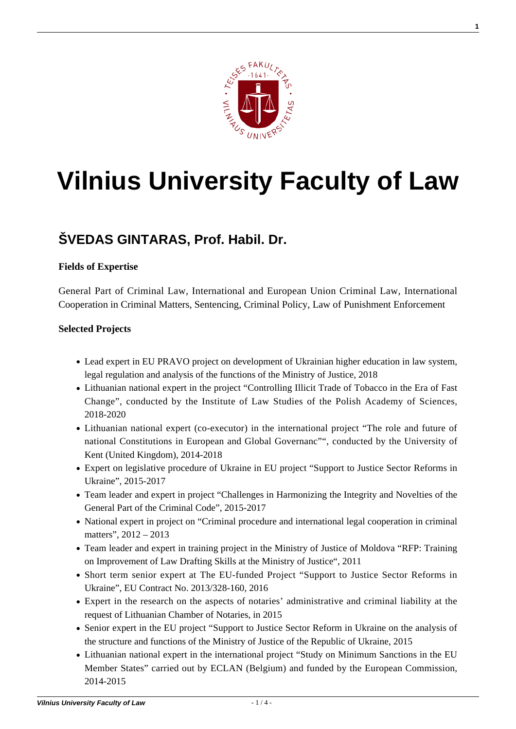# Vilnius University Faculty of Law

## ŠVEDAS GINTARAS, Prof. Habil. Dr.

**Fields of Expertise**

General Part of Criminal Law, International and European Union Criminal Law, International Cooperation in Criminal Matters, Sentencing, Criminal Policy, Law of Punishment Enforcement

**Selected Projects**

- Lead expert in EU PRAVO project on development of Ukrainian higher education in law system, legal regulation and analysis of the functions of the Ministry of Justice, 2018
- Lithuanian national expert in the project "Controlling Illicit Trade of Tobacco in the Era of Fast Change", conducted by the Institute of Law Studies of the Polish Academy of Sciences, 2018-2020
- Lithuanian national expert (co-executor) in the international project "The role and future of national Constitutions in European and Global Governanc"", conducted by the University of Kent (United Kingdom), 2014-2018
- Expert on legislative procedure of Ukraine in EU project "Support to Justice Sector Reforms in Ukraine", 2015-2017
- Team leader and expert in project "Challenges in Harmonizing the Integrity and Novelties of the General Part of the Criminal Code", 2015-2017
- National expert in project on "Criminal procedure and international legal cooperation in criminal matters", 2012 – 2013
- Team leader and expert in training project in the Ministry of Justice of Moldova "RFP: Training on Improvement of Law Drafting Skills at the Ministry of Justice", 2011
- Short term senior expert at The EU-funded Project "Support to Justice Sector Reforms in Ukraine", EU Contract No. 2013/328-160, 2016
- Expert in the research on the aspects of notaries' administrative and criminal liability at the request of Lithuanian Chamber of Notaries, in 2015
- Senior expert in the EU project "Support to Justice Sector Reform in Ukraine on the analysis of the structure and functions of the Ministry of Justice of the Republic of Ukraine, 2015
- Lithuanian national expert in the international project "Study on Minimum Sanctions in the EU Member States" carried out by ECLAN (Belgium) and funded by the European Commission, 2014-2015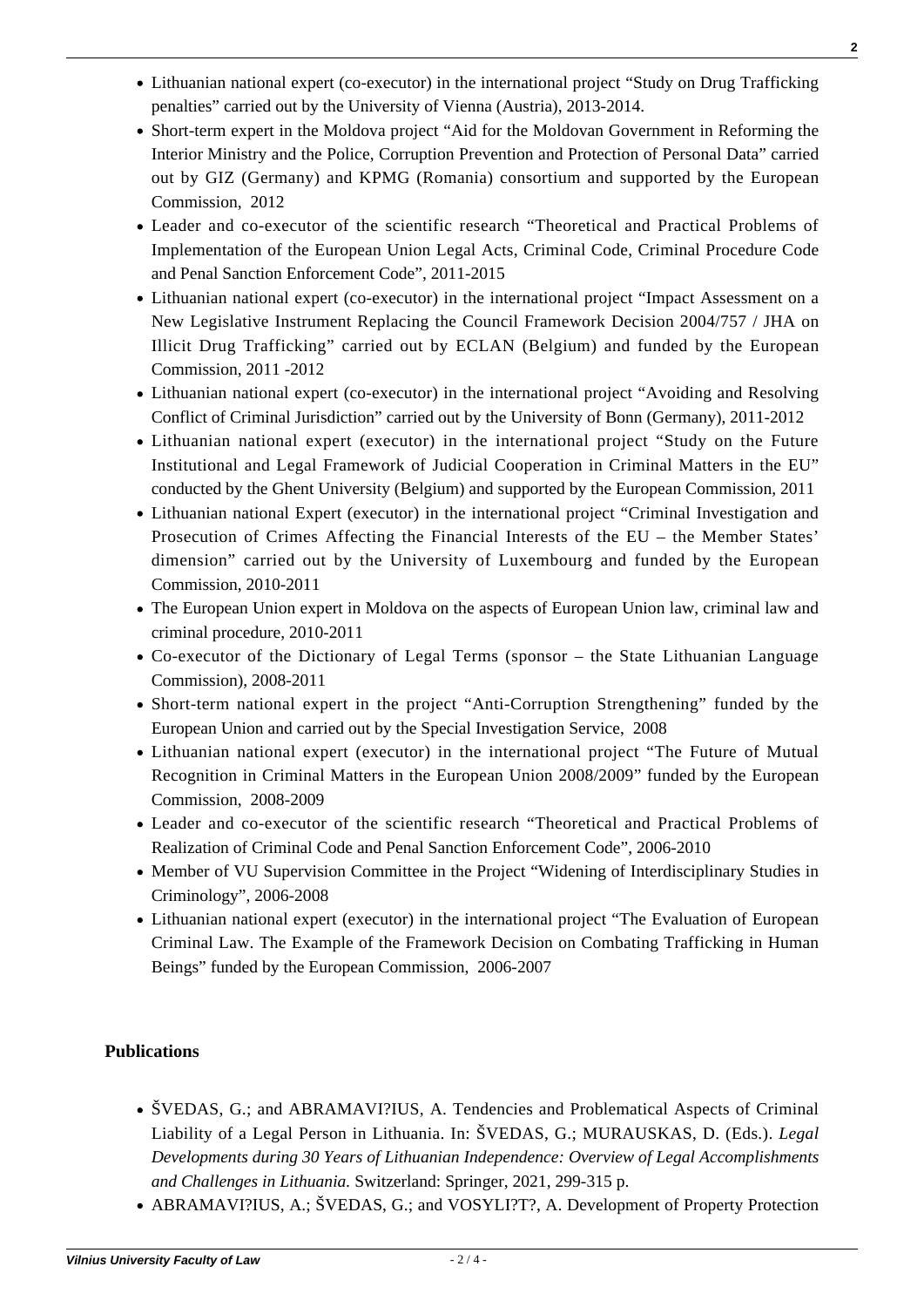- Lithuanian national expert (co-executor) in the international project “Study on Drug Trafficking penalties” carried out by the University of Vienna (Austria), 2013-2014.
- Short-term expert in the Moldova project “Aid for the Moldovan Government in Reforming the Interior Ministry and the Police, Corruption Prevention and Protection of Personal Data” carried out by GIZ (Germany) and KPMG (Romania) consortium and supported by the European Commission, 2012
- Leader and co-executor of the scientific research “Theoretical and Practical Problems of Implementation of the European Union Legal Acts, Criminal Code, Criminal Procedure Code and Penal Sanction Enforcement Code”, 2011-2015
- Lithuanian national expert (co-executor) in the international project “Impact Assessment on a New Legislative Instrument Replacing the Council Framework Decision 2004/757 / JHA on Illicit Drug Trafficking” carried out by ECLAN (Belgium) and funded by the European Commission, 2011 -2012
- Lithuanian national expert (co-executor) in the international project “Avoiding and Resolving Conflict of Criminal Jurisdiction” carried out by the University of Bonn (Germany), 2011-2012
- Lithuanian national expert (executor) in the international project “Study on the Future Institutional and Legal Framework of Judicial Cooperation in Criminal Matters in the EU” conducted by the Ghent University (Belgium) and supported by the European Commission, 2011
- Lithuanian national Expert (executor) in the international project “Criminal Investigation and Prosecution of Crimes Affecting the Financial Interests of the EU – the Member States’ dimension” carried out by the University of Luxembourg and funded by the European Commission, 2010-2011
- The European Union expert in Moldova on the aspects of European Union law, criminal law and criminal procedure, 2010-2011
- Co-executor of the Dictionary of Legal Terms (sponsor – the State Lithuanian Language Commission), 2008-2011
- Short-term national expert in the project “Anti-Corruption Strengthening” funded by the European Union and carried out by the Special Investigation Service, 2008
- Lithuanian national expert (executor) in the international project “The Future of Mutual Recognition in Criminal Matters in the European Union 2008/2009” funded by the European Commission, 2008-2009
- Leader and co-executor of the scientific research “Theoretical and Practical Problems of Realization of Criminal Code and Penal Sanction Enforcement Code”, 2006-2010
- Member of VU Supervision Committee in the Project “Widening of Interdisciplinary Studies in Criminology”, 2006-2008
- Lithuanian national expert (executor) in the international project “The Evaluation of European Criminal Law. The Example of the Framework Decision on Combating Trafficking in Human Beings” funded by the European Commission, 2006-2007

**Publications**

- ŠVEDAS, G.; and ABRAMAVI?IUS, A. Tendencies and Problematical Aspects of Criminal Liability of a Legal Person in Lithuania. In: ŠVEDAS, G.; MURAUSKAS, D. (Eds.). *Legal Developments during 30 Years of Lithuanian Independence: Overview of Legal Accomplishments and Challenges in Lithuania.* Switzerland: Springer, 2021, 299-315 p.
- ABRAMAVI?IUS, A.; ŠVEDAS, G.; and VOSYLI?T?, A. Development of Property Protection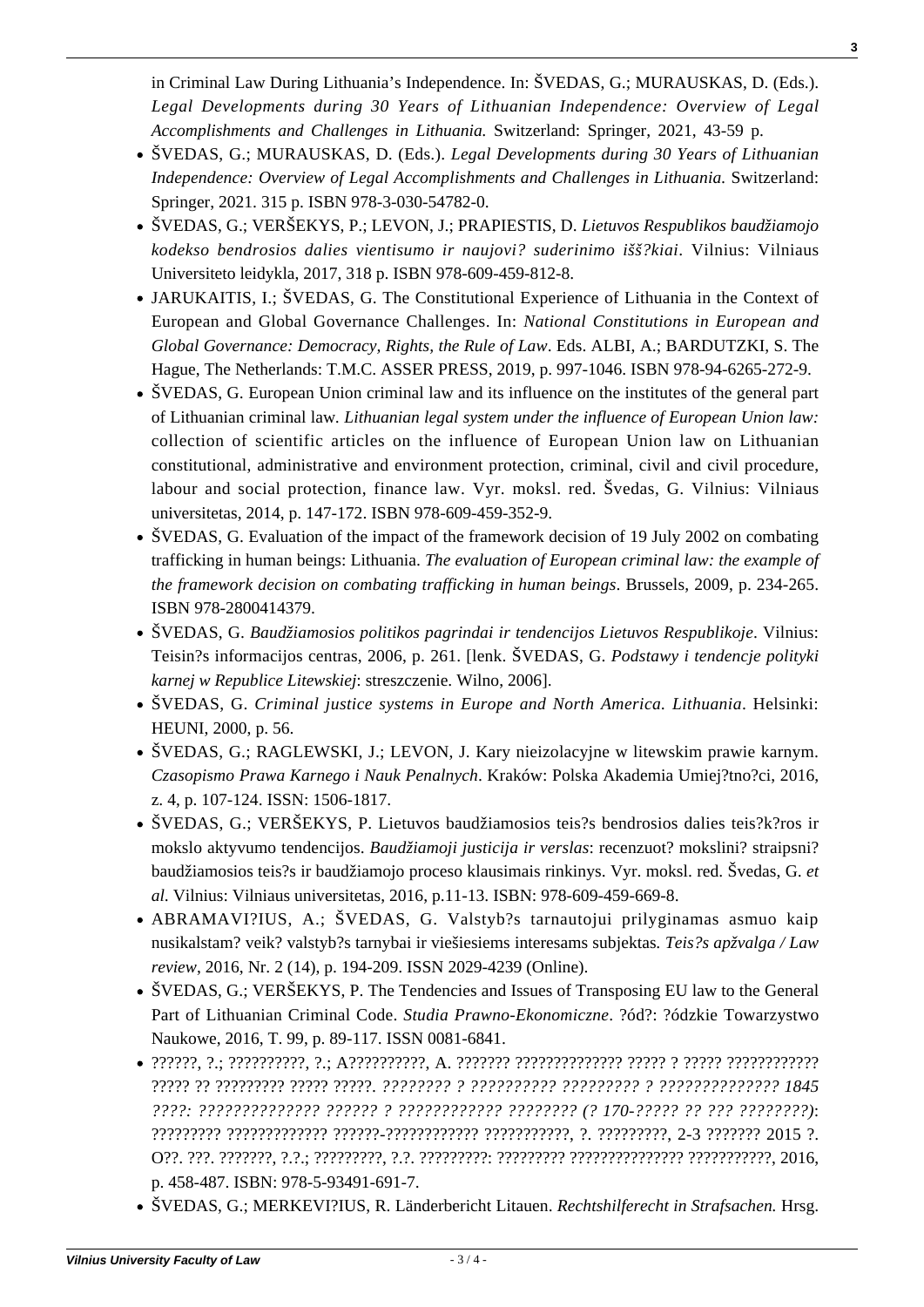in Criminal Law During Lithuania's Independence. In: ŠVEDAS, G.; MURAUSKAS, D. (Eds.). *Legal Developments during 30 Years of Lithuanian Independence: Overview of Legal Accomplishments and Challenges in Lithuania.* Switzerland: Springer, 2021, 43-59 p.

- ŠVEDAS, G.; MURAUSKAS, D. (Eds.). *Legal Developments during 30 Years of Lithuanian Independence: Overview of Legal Accomplishments and Challenges in Lithuania.* Switzerland: Springer, 2021. 315 p. ISBN 978-3-030-54782-0.
- ŠVEDAS, G.; VERŠEKYS, P.; LEVON, J.; PRAPIESTIS, D. *Lietuvos Respublikos baudžiamojo kodekso bendrosios dalies vientisumo ir naujovi? suderinimo išš?kiai*. Vilnius: Vilniaus Universiteto leidykla, 2017, 318 p. ISBN 978-609-459-812-8.
- JARUKAITIS, I.; ŠVEDAS, G. The Constitutional Experience of Lithuania in the Context of European and Global Governance Challenges. In: *National Constitutions in European and Global Governance: Democracy, Rights, the Rule of Law*. Eds. ALBI, A.; BARDUTZKI, S. The Hague, The Netherlands: T.M.C. ASSER PRESS, 2019, p. 997-1046. ISBN 978-94-6265-272-9.
- ŠVEDAS, G. European Union criminal law and its influence on the institutes of the general part of Lithuanian criminal law. *Lithuanian legal system under the influence of European Union law:* collection of scientific articles on the influence of European Union law on Lithuanian constitutional, administrative and environment protection, criminal, civil and civil procedure, labour and social protection, finance law. Vyr. moksl. red. Švedas, G. Vilnius: Vilniaus universitetas, 2014, p. 147-172. ISBN 978-609-459-352-9.
- ŠVEDAS, G. Evaluation of the impact of the framework decision of 19 July 2002 on combating trafficking in human beings: Lithuania. *The evaluation of European criminal law: the example of the framework decision on combating trafficking in human beings*. Brussels, 2009, p. 234-265. ISBN 978-2800414379.
- ŠVEDAS, G. *Baudžiamosios politikos pagrindai ir tendencijos Lietuvos Respublikoje*. Vilnius: Teisin?s informacijos centras, 2006, p. 261. [lenk. ŠVEDAS, G. *Podstawy i tendencje polityki karnej w Republice Litewskiej*: streszczenie. Wilno, 2006].
- ŠVEDAS, G. *Criminal justice systems in Europe and North America. Lithuania*. Helsinki: HEUNI, 2000, p. 56.
- ŠVEDAS, G.; RAGLEWSKI, J.; LEVON, J. Kary nieizolacyjne w litewskim prawie karnym. *Czasopismo Prawa Karnego i Nauk Penalnych*. Kraków: Polska Akademia Umiej?tno?ci, 2016, z. 4, p. 107-124. ISSN: 1506-1817.
- ŠVEDAS, G.; VERŠEKYS, P. Lietuvos baudžiamosios teis?s bendrosios dalies teis?k?ros ir mokslo aktyvumo tendencijos. *Baudžiamoji justicija ir verslas*: recenzuot? moksini? straipsni? baudžiamosios teis?s ir baudžiamojo proceso klausimais rinkinys. Vyr. moksl. red. Švedas, G. *et al*. Vilnius: Vilniaus universitetas, 2016, p.11-13. ISBN: 978-609-459-669-8.
- ABRAMAVI?IUS, A.; ŠVEDAS, G. Valstyb?s tarnautojui prilyginamas asmuo kaip nusikalstam? veik? valstyb?s tarnybai ir viešiesiems interesams subjektas. *Teis?s apžvalga / Law review*, 2016, Nr. 2 (14), p. 194-209. ISSN 2029-4239 (Online).
- ŠVEDAS, G.; VERŠEKYS, P. The Tendencies and Issues of Transposing EU law to the General Part of Lithuanian Criminal Code. *Studia Prawno-Ekonomiczne*. ?ód?: ?ódzkie Towarzystwo Naukowe, 2016, T. 99, p. 89-117. ISSN 0081-6841.
- ??????, ?.; ??????????, ?.; A??????????, A. ??????? ?????????????? ????? ? ????? ???????????? ????? ?? ????????? ????? ?????. *???????? ? ?????????? ????????? ? ?????????????? 1845 ????: ?????????????? ?????? ? ???????????? ???????? (? 170-????? ?? ??? ????????)*: ????????? ????????????? ??????-???????????? ???????????, ?. ?????????, 2-3 ??????? 2015 ?. O??. ???. ???????, ?.?.; ?????????, ?.?. ?????????: ????????? ??????????????? ???????????, 2016, p. 458-487. ISBN: 978-5-93491-691-7.
- ŠVEDAS, G.; MERKEVI?IUS, R. Länderbericht Litauen. *Rechtshilferecht in Strafsachen.* Hrsg.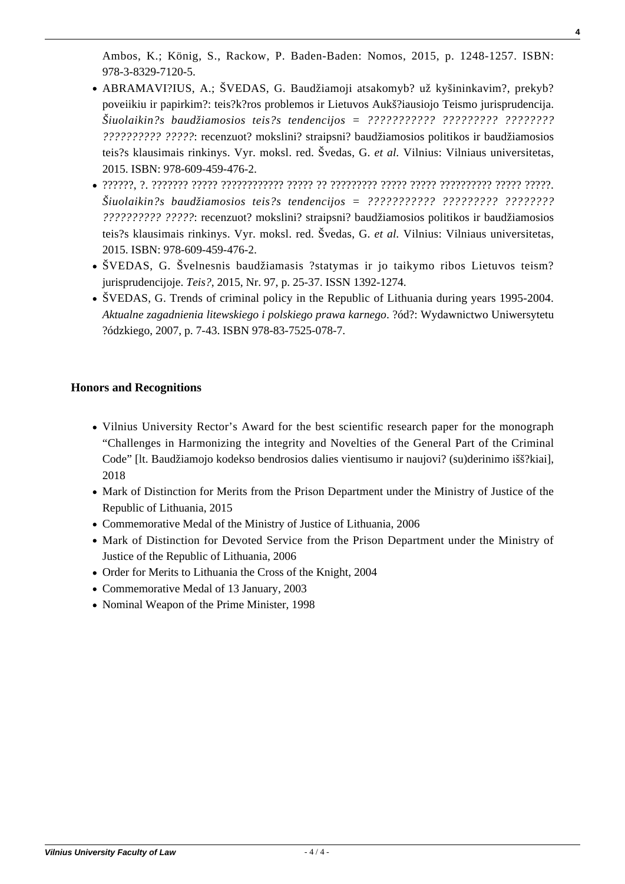Ambos, K.; König, S., Rackow, P. Baden-Baden: Nomos, 2015, p. 1248-1257. ISBN: 978-3-8329-7120-5.

- ABRAMAVI?IUS, A.; ŠVEDAS, G. Baudžiamoji atsakomyb? už kyšininkavim?, prekyb? poveiiku ir papirkim?: teis?k?ros problemos ir Lietuvos Aukš?iausiojo Teismo jurisprudencija. *Šiuolaikin?s baudžiamosios teis?s tendencijos = ??????????? ????????? ???????? ?????????? ?????*: recenzuot? mokslini? straipsni? baudžiamosios politikos ir baudžiamosios teis?s klausimais rinkinys. Vyr. moksl. red. Švedas, G. *et al.* Vilnius: Vilniaus universitetas, 2015. ISBN: 978-609-459-476-2.
- ??????, ?. ??????? ????? ???????????? ????? ?? ????????? ????? ????? ?????????? ????? ?????. *Šiuolaikin?s baudžiamosios teis?s tendencijos = ??????????? ????????? ???????? ?????????? ?????*: recenzuot? mokslini? straipsni? baudžiamosios politikos ir baudžiamosios teis?s klausimais rinkinys. Vyr. moksl. red. Švedas, G. *et al.* Vilnius: Vilniaus universitetas, 2015. ISBN: 978-609-459-476-2.
- ŠVEDAS, G. Švelnesnis baudžiamasis ?statymas ir jo taikymo ribos Lietuvos teism? jurisprudencijoje. *Teis?*, 2015, Nr. 97, p. 25-37. ISSN 1392-1274.
- ŠVEDAS, G. Trends of criminal policy in the Republic of Lithuania during years 1995-2004. *Aktualne zagadnienia litewskiego i polskiego prawa karnego*. ?ód?: Wydawnictwo Uniwersytetu ?ódzkiego, 2007, p. 7-43. ISBN 978-83-7525-078-7.

**Honors and Recognitions**

- Vilnius University Rector's Award for the best scientific research paper for the monograph "Challenges in Harmonizing the integrity and Novelties of the General Part of the Criminal Code" [lt. Baudžiamojo kodekso bendrosios dalies vientisumo ir naujovi? (su)derinimo išš?kiai], 2018
- Mark of Distinction for Merits from the Prison Department under the Ministry of Justice of the Republic of Lithuania, 2015
- Commemorative Medal of the Ministry of Justice of Lithuania, 2006
- Mark of Distinction for Devoted Service from the Prison Department under the Ministry of Justice of the Republic of Lithuania, 2006
- Order for Merits to Lithuania the Cross of the Knight, 2004
- Commemorative Medal of 13 January, 2003
- Nominal Weapon of the Prime Minister, 1998